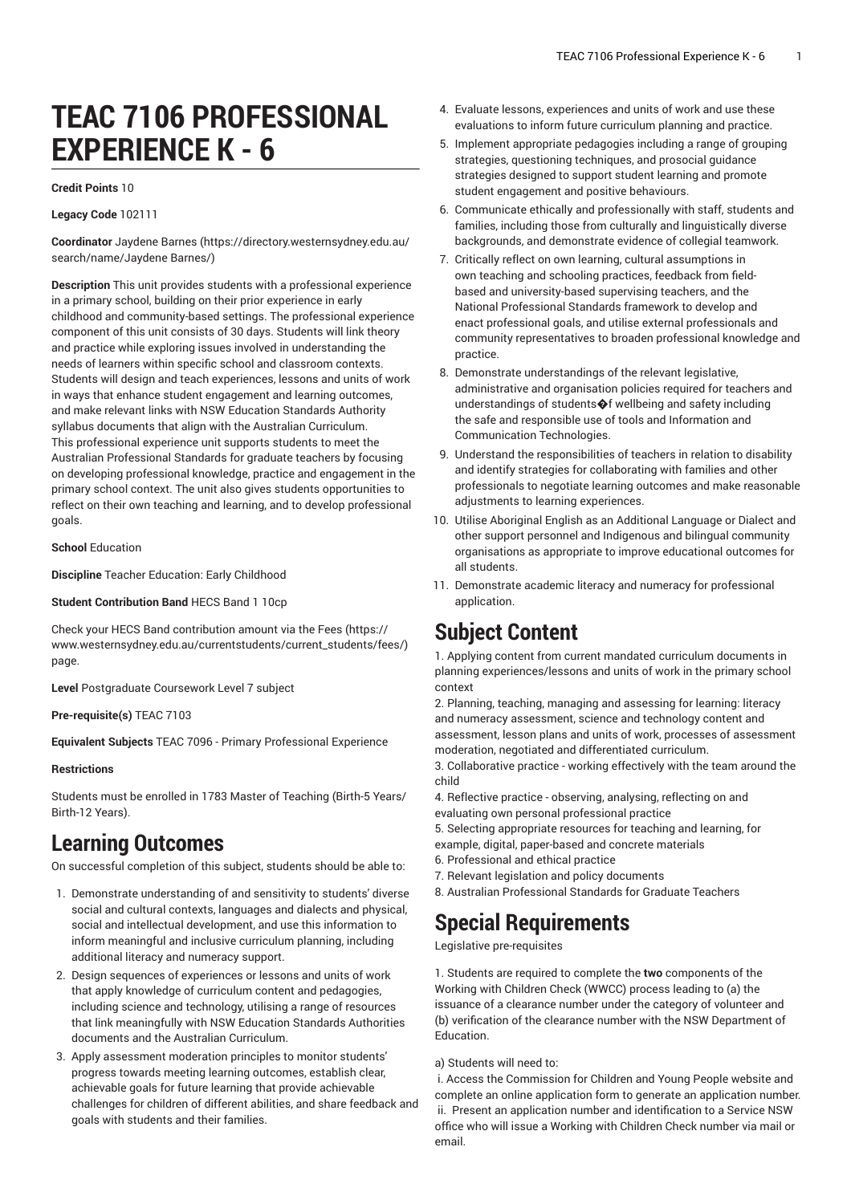# TEAC 7106 PROFESSIONAL EXPERIENCE K - 6

**Credit Points** 10

**Legacy Code** 102111

**Coordinator** Jaydene Barnes (https://directory.westernsydney.edu.au/search/name/Jaydene Barnes/)

**Description** This unit provides students with a professional experience in a primary school, building on their prior experience in early childhood and community-based settings. The professional experience component of this unit consists of 30 days. Students will link theory and practice while exploring issues involved in understanding the needs of learners within specific school and classroom contexts. Students will design and teach experiences, lessons and units of work in ways that enhance student engagement and learning outcomes, and make relevant links with NSW Education Standards Authority syllabus documents that align with the Australian Curriculum. This professional experience unit supports students to meet the Australian Professional Standards for graduate teachers by focusing on developing professional knowledge, practice and engagement in the primary school context. The unit also gives students opportunities to reflect on their own teaching and learning, and to develop professional goals.

**School** Education

**Discipline** Teacher Education: Early Childhood

**Student Contribution Band** HECS Band 1 10cp

Check your HECS Band contribution amount via the Fees (https://www.westernsydney.edu.au/currentstudents/current_students/fees/) page.

**Level** Postgraduate Coursework Level 7 subject

**Pre-requisite(s)** TEAC 7103

**Equivalent Subjects** TEAC 7096 - Primary Professional Experience

**Restrictions**

Students must be enrolled in 1783 Master of Teaching (Birth-5 Years/Birth-12 Years).

## Learning Outcomes

On successful completion of this subject, students should be able to:

1. Demonstrate understanding of and sensitivity to students' diverse social and cultural contexts, languages and dialects and physical, social and intellectual development, and use this information to inform meaningful and inclusive curriculum planning, including additional literacy and numeracy support.
2. Design sequences of experiences or lessons and units of work that apply knowledge of curriculum content and pedagogies, including science and technology, utilising a range of resources that link meaningfully with NSW Education Standards Authorities documents and the Australian Curriculum.
3. Apply assessment moderation principles to monitor students' progress towards meeting learning outcomes, establish clear, achievable goals for future learning that provide achievable challenges for children of different abilities, and share feedback and goals with students and their families.
4. Evaluate lessons, experiences and units of work and use these evaluations to inform future curriculum planning and practice.
5. Implement appropriate pedagogies including a range of grouping strategies, questioning techniques, and prosocial guidance strategies designed to support student learning and promote student engagement and positive behaviours.
6. Communicate ethically and professionally with staff, students and families, including those from culturally and linguistically diverse backgrounds, and demonstrate evidence of collegial teamwork.
7. Critically reflect on own learning, cultural assumptions in own teaching and schooling practices, feedback from field-based and university-based supervising teachers, and the National Professional Standards framework to develop and enact professional goals, and utilise external professionals and community representatives to broaden professional knowledge and practice.
8. Demonstrate understandings of the relevant legislative, administrative and organisation policies required for teachers and understandings of students�f wellbeing and safety including the safe and responsible use of tools and Information and Communication Technologies.
9. Understand the responsibilities of teachers in relation to disability and identify strategies for collaborating with families and other professionals to negotiate learning outcomes and make reasonable adjustments to learning experiences.
10. Utilise Aboriginal English as an Additional Language or Dialect and other support personnel and Indigenous and bilingual community organisations as appropriate to improve educational outcomes for all students.
11. Demonstrate academic literacy and numeracy for professional application.

## Subject Content

1. Applying content from current mandated curriculum documents in planning experiences/lessons and units of work in the primary school context
2. Planning, teaching, managing and assessing for learning: literacy and numeracy assessment, science and technology content and assessment, lesson plans and units of work, processes of assessment moderation, negotiated and differentiated curriculum.
3. Collaborative practice - working effectively with the team around the child
4. Reflective practice - observing, analysing, reflecting on and evaluating own personal professional practice
5. Selecting appropriate resources for teaching and learning, for example, digital, paper-based and concrete materials
6. Professional and ethical practice
7. Relevant legislation and policy documents
8. Australian Professional Standards for Graduate Teachers

## Special Requirements

Legislative pre-requisites

1. Students are required to complete the **two** components of the Working with Children Check (WWCC) process leading to (a) the issuance of a clearance number under the category of volunteer and (b) verification of the clearance number with the NSW Department of Education.

a) Students will need to:

i. Access the Commission for Children and Young People website and complete an online application form to generate an application number.
ii. Present an application number and identification to a Service NSW office who will issue a Working with Children Check number via mail or email.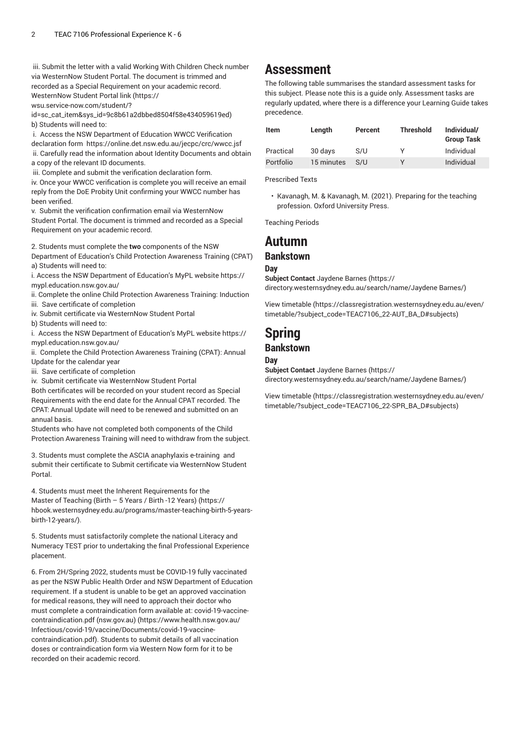iii. Submit the letter with a valid Working With Children Check number via WesternNow Student Portal. The document is trimmed and recorded as a Special Requirement on your academic record. WesternNow Student Portal link (https://wsu.service-now.com/student/?id=sc_cat_item&sys_id=9c8b61a2dbbed8504f58e434059619ed)

b) Students will need to:

i. Access the NSW Department of Education WWCC Verification declaration form https://online.det.nsw.edu.au/jecpc/crc/wwcc.jsf

ii. Carefully read the information about Identity Documents and obtain a copy of the relevant ID documents.

iii. Complete and submit the verification declaration form.

iv. Once your WWCC verification is complete you will receive an email reply from the DoE Probity Unit confirming your WWCC number has been verified.

v. Submit the verification confirmation email via WesternNow Student Portal. The document is trimmed and recorded as a Special Requirement on your academic record.

2. Students must complete the **two** components of the NSW Department of Education's Child Protection Awareness Training (CPAT)

a) Students will need to:

i. Access the NSW Department of Education's MyPL website https://mypl.education.nsw.gov.au/

ii. Complete the online Child Protection Awareness Training: Induction

iii. Save certificate of completion

iv. Submit certificate via WesternNow Student Portal

b) Students will need to:

i. Access the NSW Department of Education's MyPL website https://mypl.education.nsw.gov.au/

ii. Complete the Child Protection Awareness Training (CPAT): Annual Update for the calendar year

iii. Save certificate of completion

iv. Submit certificate via WesternNow Student Portal

Both certificates will be recorded on your student record as Special Requirements with the end date for the Annual CPAT recorded. The CPAT: Annual Update will need to be renewed and submitted on an annual basis.

Students who have not completed both components of the Child Protection Awareness Training will need to withdraw from the subject.

3. Students must complete the ASCIA anaphylaxis e-training and submit their certificate to Submit certificate via WesternNow Student Portal.

4. Students must meet the Inherent Requirements for the Master of Teaching (Birth – 5 Years / Birth -12 Years) (https://hbook.westernsydney.edu.au/programs/master-teaching-birth-5-years-birth-12-years/).

5. Students must satisfactorily complete the national Literacy and Numeracy TEST prior to undertaking the final Professional Experience placement.

6. From 2H/Spring 2022, students must be COVID-19 fully vaccinated as per the NSW Public Health Order and NSW Department of Education requirement. If a student is unable to be get an approved vaccination for medical reasons, they will need to approach their doctor who must complete a contraindication form available at: covid-19-vaccine-contraindication.pdf (nsw.gov.au) (https://www.health.nsw.gov.au/Infectious/covid-19/vaccine/Documents/covid-19-vaccine-contraindication.pdf). Students to submit details of all vaccination doses or contraindication form via Western Now form for it to be recorded on their academic record.

# Assessment

The following table summarises the standard assessment tasks for this subject. Please note this is a guide only. Assessment tasks are regularly updated, where there is a difference your Learning Guide takes precedence.

| Item | Length | Percent | Threshold | Individual/ Group Task |
|---|---|---|---|---|
| Practical | 30 days | S/U | Y | Individual |
| Portfolio | 15 minutes | S/U | Y | Individual |

Prescribed Texts

- Kavanagh, M. & Kavanagh, M. (2021). Preparing for the teaching profession. Oxford University Press.

Teaching Periods

# Autumn

## Bankstown

### Day

**Subject Contact** Jaydene Barnes (https://directory.westernsydney.edu.au/search/name/Jaydene Barnes/)

View timetable (https://classregistration.westernsydney.edu.au/even/timetable/?subject_code=TEAC7106_22-AUT_BA_D#subjects)

# Spring

## Bankstown

### Day

**Subject Contact** Jaydene Barnes (https://directory.westernsydney.edu.au/search/name/Jaydene Barnes/)

View timetable (https://classregistration.westernsydney.edu.au/even/timetable/?subject_code=TEAC7106_22-SPR_BA_D#subjects)